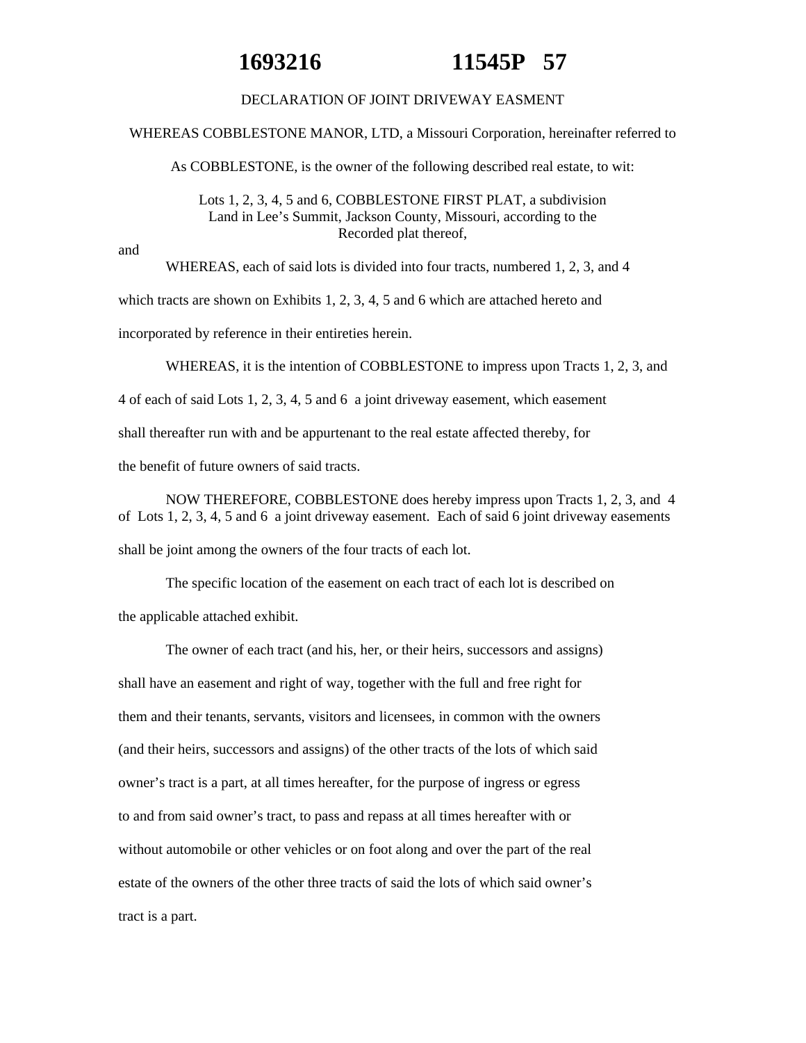**1693216 11545P 57**

DECLARATION OF JOINT DRIVEWAY EASMENT

WHEREAS COBBLESTONE MANOR, LTD, a Missouri Corporation, hereinafter referred to As COBBLESTONE, is the owner of the following described real estate, to wit:

Lots 1, 2, 3, 4, 5 and 6, COBBLESTONE FIRST PLAT, a subdivision Land in Lee's Summit, Jackson County, Missouri, according to the Recorded plat thereof,

and

WHEREAS, each of said lots is divided into four tracts, numbered 1, 2, 3, and 4 which tracts are shown on Exhibits 1, 2, 3, 4, 5 and 6 which are attached hereto and incorporated by reference in their entireties herein.

WHEREAS, it is the intention of COBBLESTONE to impress upon Tracts 1, 2, 3, and 4 of each of said Lots 1, 2, 3, 4, 5 and 6 a joint driveway easement, which easement shall thereafter run with and be appurtenant to the real estate affected thereby, for the benefit of future owners of said tracts.

NOW THEREFORE, COBBLESTONE does hereby impress upon Tracts 1, 2, 3, and 4 of Lots 1, 2, 3, 4, 5 and 6 a joint driveway easement. Each of said 6 joint driveway easements shall be joint among the owners of the four tracts of each lot.

The specific location of the easement on each tract of each lot is described on the applicable attached exhibit.

The owner of each tract (and his, her, or their heirs, successors and assigns) shall have an easement and right of way, together with the full and free right for them and their tenants, servants, visitors and licensees, in common with the owners (and their heirs, successors and assigns) of the other tracts of the lots of which said owner's tract is a part, at all times hereafter, for the purpose of ingress or egress to and from said owner's tract, to pass and repass at all times hereafter with or without automobile or other vehicles or on foot along and over the part of the real estate of the owners of the other three tracts of said the lots of which said owner's tract is a part.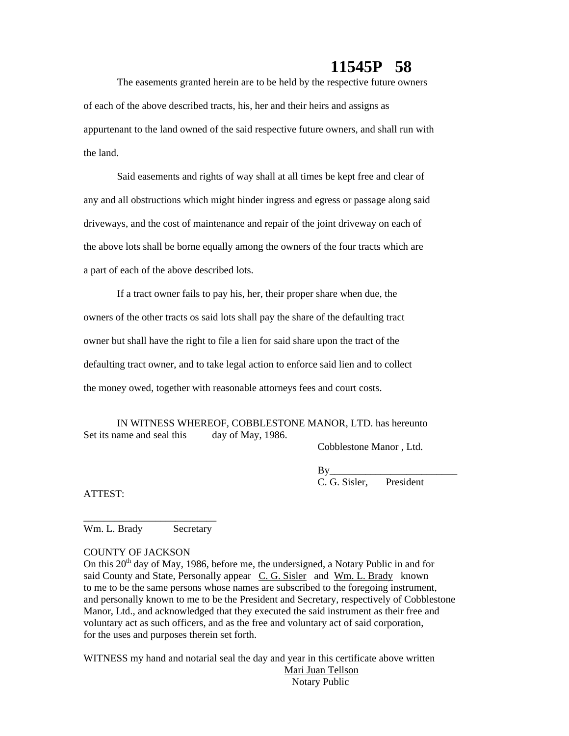**11545P 58**

The easements granted herein are to be held by the respective future owners of each of the above described tracts, his, her and their heirs and assigns as appurtenant to the land owned of the said respective future owners, and shall run with the land.

Said easements and rights of way shall at all times be kept free and clear of any and all obstructions which might hinder ingress and egress or passage along said driveways, and the cost of maintenance and repair of the joint driveway on each of the above lots shall be borne equally among the owners of the four tracts which are a part of each of the above described lots.

If a tract owner fails to pay his, her, their proper share when due, the owners of the other tracts os said lots shall pay the share of the defaulting tract owner but shall have the right to file a lien for said share upon the tract of the defaulting tract owner, and to take legal action to enforce said lien and to collect the money owed, together with reasonable attorneys fees and court costs.

IN WITNESS WHEREOF, COBBLESTONE MANOR, LTD. has hereunto Set its name and seal this day of May, 1986.

Cobblestone Manor , Ltd.

By_________________________
C. G. Sisler, President

ATTEST:

_________________________
Wm. L. Brady Secretary

COUNTY OF JACKSON
On this 20th day of May, 1986, before me, the undersigned, a Notary Public in and for said County and State, Personally appear C. G. Sisler and Wm. L. Brady known to me to be the same persons whose names are subscribed to the foregoing instrument, and personally known to me to be the President and Secretary, respectively of Cobblestone Manor, Ltd., and acknowledged that they executed the said instrument as their free and voluntary act as such officers, and as the free and voluntary act of said corporation, for the uses and purposes therein set forth.

WITNESS my hand and notarial seal the day and year in this certificate above written

Mari Juan Tellson
Notary Public